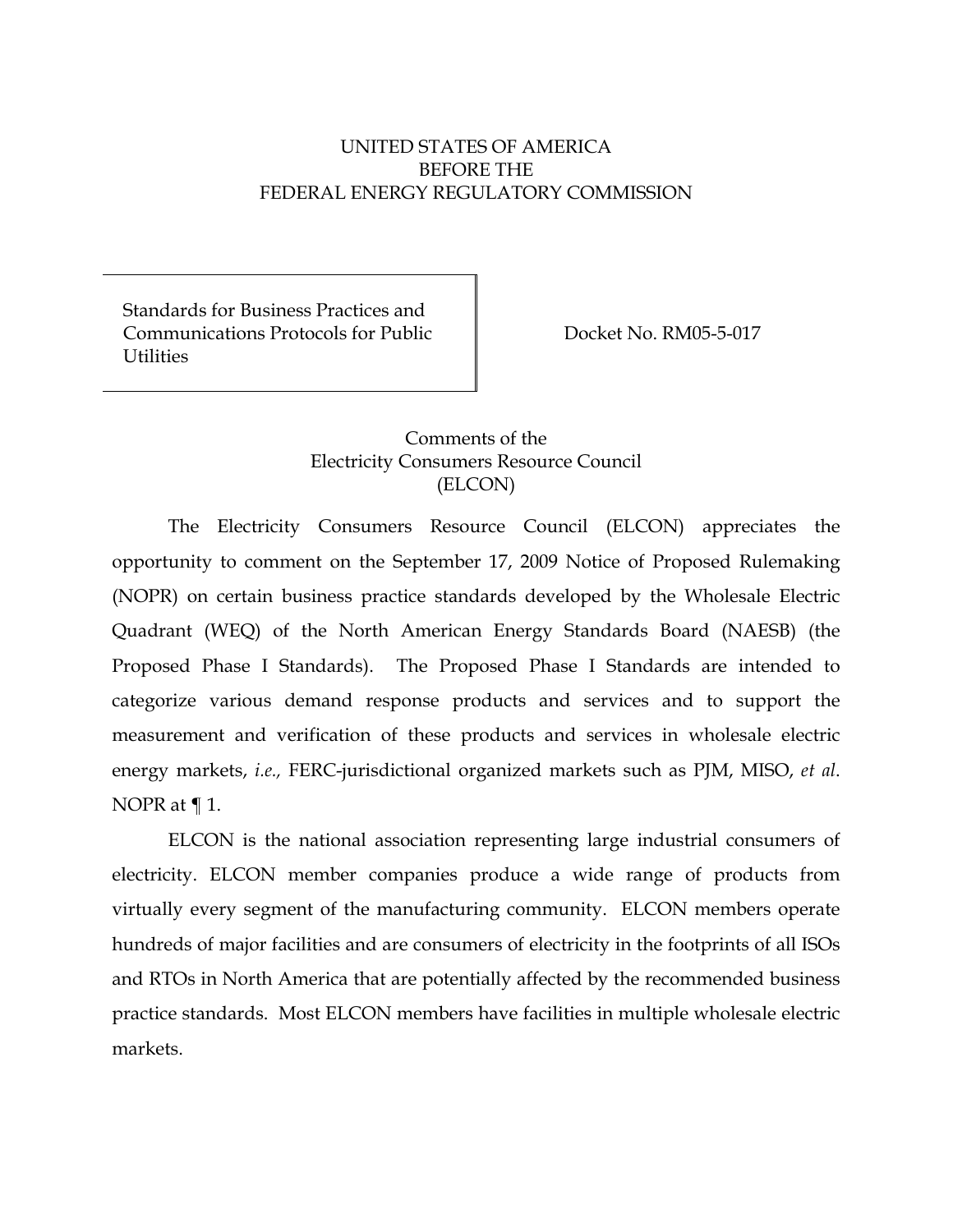UNITED STATES OF AMERICA
BEFORE THE
FEDERAL ENERGY REGULATORY COMMISSION

| Standards for Business Practices and Communications Protocols for Public Utilities | Docket No. RM05-5-017 |
|---|---|

Comments of the
Electricity Consumers Resource Council
(ELCON)

The Electricity Consumers Resource Council (ELCON) appreciates the opportunity to comment on the September 17, 2009 Notice of Proposed Rulemaking (NOPR) on certain business practice standards developed by the Wholesale Electric Quadrant (WEQ) of the North American Energy Standards Board (NAESB) (the Proposed Phase I Standards). The Proposed Phase I Standards are intended to categorize various demand response products and services and to support the measurement and verification of these products and services in wholesale electric energy markets, *i.e.,* FERC-jurisdictional organized markets such as PJM, MISO, *et al*. NOPR at ¶ 1.

ELCON is the national association representing large industrial consumers of electricity. ELCON member companies produce a wide range of products from virtually every segment of the manufacturing community. ELCON members operate hundreds of major facilities and are consumers of electricity in the footprints of all ISOs and RTOs in North America that are potentially affected by the recommended business practice standards. Most ELCON members have facilities in multiple wholesale electric markets.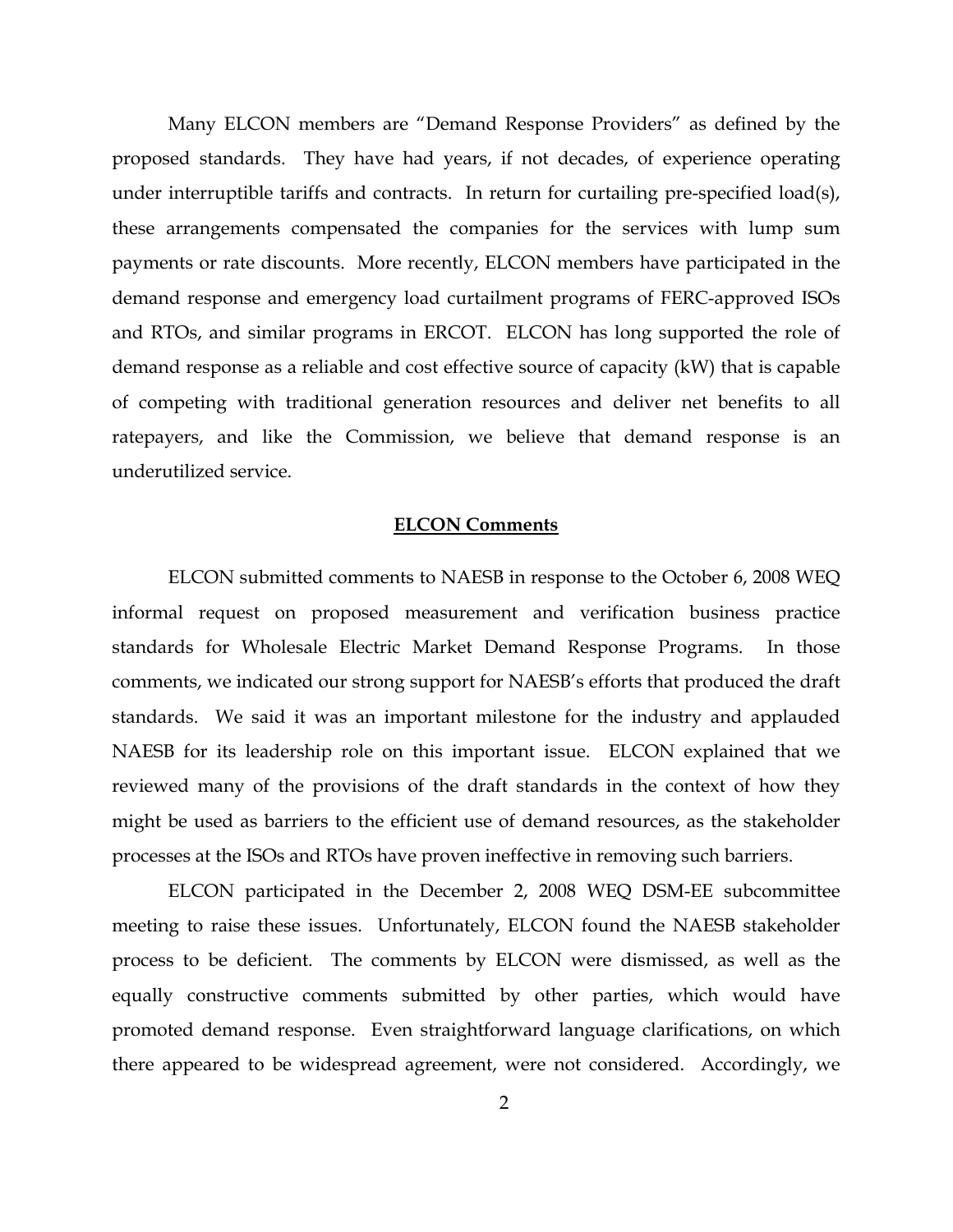Many ELCON members are "Demand Response Providers" as defined by the proposed standards. They have had years, if not decades, of experience operating under interruptible tariffs and contracts. In return for curtailing pre-specified load(s), these arrangements compensated the companies for the services with lump sum payments or rate discounts. More recently, ELCON members have participated in the demand response and emergency load curtailment programs of FERC-approved ISOs and RTOs, and similar programs in ERCOT. ELCON has long supported the role of demand response as a reliable and cost effective source of capacity (kW) that is capable of competing with traditional generation resources and deliver net benefits to all ratepayers, and like the Commission, we believe that demand response is an underutilized service.

## ELCON Comments

ELCON submitted comments to NAESB in response to the October 6, 2008 WEQ informal request on proposed measurement and verification business practice standards for Wholesale Electric Market Demand Response Programs. In those comments, we indicated our strong support for NAESB's efforts that produced the draft standards. We said it was an important milestone for the industry and applauded NAESB for its leadership role on this important issue. ELCON explained that we reviewed many of the provisions of the draft standards in the context of how they might be used as barriers to the efficient use of demand resources, as the stakeholder processes at the ISOs and RTOs have proven ineffective in removing such barriers.

ELCON participated in the December 2, 2008 WEQ DSM-EE subcommittee meeting to raise these issues. Unfortunately, ELCON found the NAESB stakeholder process to be deficient. The comments by ELCON were dismissed, as well as the equally constructive comments submitted by other parties, which would have promoted demand response. Even straightforward language clarifications, on which there appeared to be widespread agreement, were not considered. Accordingly, we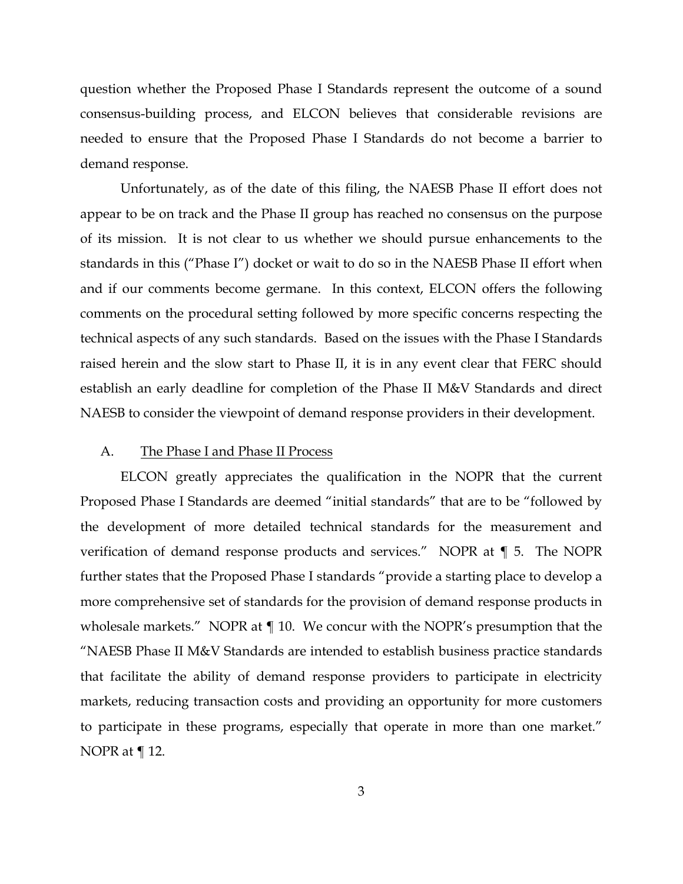question whether the Proposed Phase I Standards represent the outcome of a sound consensus-building process, and ELCON believes that considerable revisions are needed to ensure that the Proposed Phase I Standards do not become a barrier to demand response.

Unfortunately, as of the date of this filing, the NAESB Phase II effort does not appear to be on track and the Phase II group has reached no consensus on the purpose of its mission. It is not clear to us whether we should pursue enhancements to the standards in this ("Phase I") docket or wait to do so in the NAESB Phase II effort when and if our comments become germane. In this context, ELCON offers the following comments on the procedural setting followed by more specific concerns respecting the technical aspects of any such standards. Based on the issues with the Phase I Standards raised herein and the slow start to Phase II, it is in any event clear that FERC should establish an early deadline for completion of the Phase II M&V Standards and direct NAESB to consider the viewpoint of demand response providers in their development.

## A. <u>The Phase I and Phase II Process</u>

ELCON greatly appreciates the qualification in the NOPR that the current Proposed Phase I Standards are deemed "initial standards" that are to be "followed by the development of more detailed technical standards for the measurement and verification of demand response products and services." NOPR at ¶ 5. The NOPR further states that the Proposed Phase I standards "provide a starting place to develop a more comprehensive set of standards for the provision of demand response products in wholesale markets." NOPR at ¶ 10. We concur with the NOPR's presumption that the "NAESB Phase II M&V Standards are intended to establish business practice standards that facilitate the ability of demand response providers to participate in electricity markets, reducing transaction costs and providing an opportunity for more customers to participate in these programs, especially that operate in more than one market." NOPR at ¶ 12.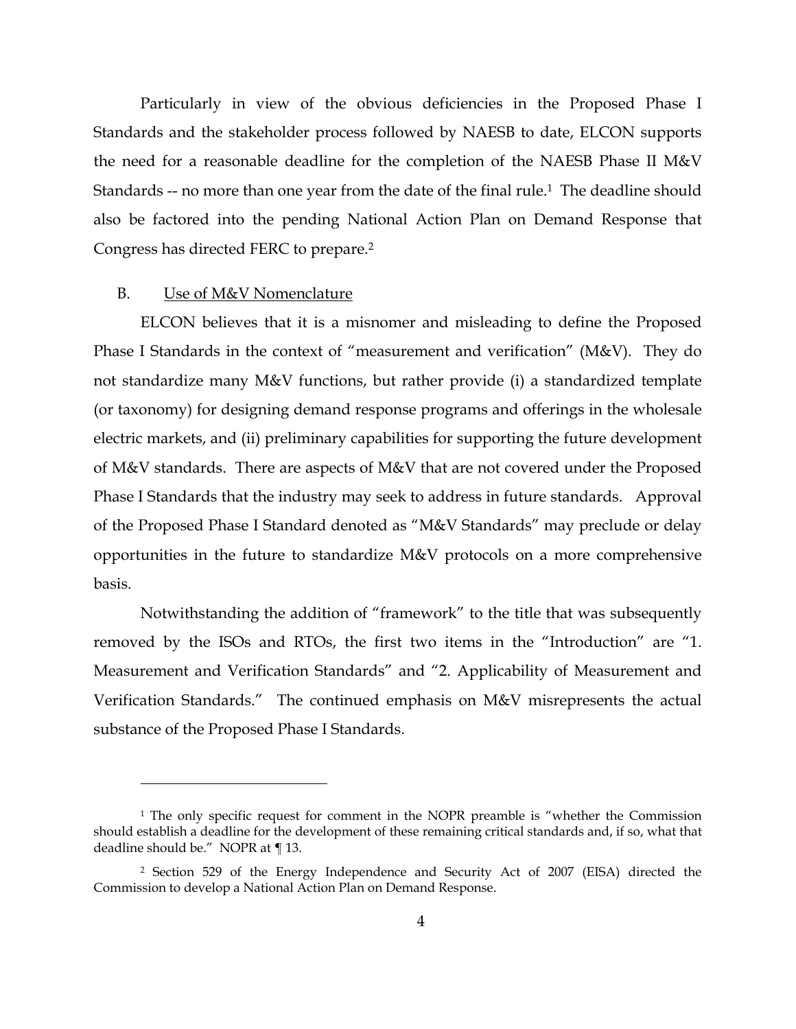Particularly in view of the obvious deficiencies in the Proposed Phase I Standards and the stakeholder process followed by NAESB to date, ELCON supports the need for a reasonable deadline for the completion of the NAESB Phase II M&V Standards -- no more than one year from the date of the final rule.[1] The deadline should also be factored into the pending National Action Plan on Demand Response that Congress has directed FERC to prepare.[2]

### B. Use of M&V Nomenclature

ELCON believes that it is a misnomer and misleading to define the Proposed Phase I Standards in the context of "measurement and verification" (M&V). They do not standardize many M&V functions, but rather provide (i) a standardized template (or taxonomy) for designing demand response programs and offerings in the wholesale electric markets, and (ii) preliminary capabilities for supporting the future development of M&V standards. There are aspects of M&V that are not covered under the Proposed Phase I Standards that the industry may seek to address in future standards. Approval of the Proposed Phase I Standard denoted as "M&V Standards" may preclude or delay opportunities in the future to standardize M&V protocols on a more comprehensive basis.

Notwithstanding the addition of "framework" to the title that was subsequently removed by the ISOs and RTOs, the first two items in the "Introduction" are "1. Measurement and Verification Standards" and "2. Applicability of Measurement and Verification Standards." The continued emphasis on M&V misrepresents the actual substance of the Proposed Phase I Standards.

---

[1] The only specific request for comment in the NOPR preamble is "whether the Commission should establish a deadline for the development of these remaining critical standards and, if so, what that deadline should be." NOPR at ¶ 13.

[2] Section 529 of the Energy Independence and Security Act of 2007 (EISA) directed the Commission to develop a National Action Plan on Demand Response.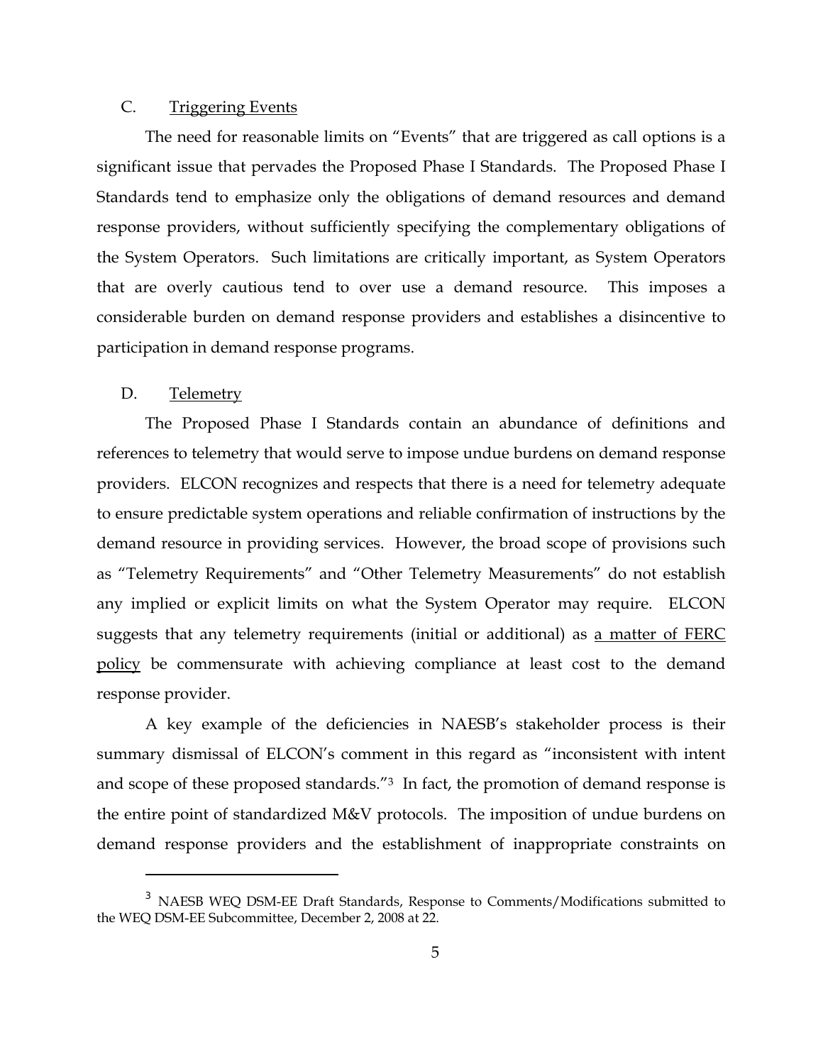### C. Triggering Events

The need for reasonable limits on "Events" that are triggered as call options is a significant issue that pervades the Proposed Phase I Standards. The Proposed Phase I Standards tend to emphasize only the obligations of demand resources and demand response providers, without sufficiently specifying the complementary obligations of the System Operators. Such limitations are critically important, as System Operators that are overly cautious tend to over use a demand resource. This imposes a considerable burden on demand response providers and establishes a disincentive to participation in demand response programs.

### D. Telemetry

The Proposed Phase I Standards contain an abundance of definitions and references to telemetry that would serve to impose undue burdens on demand response providers. ELCON recognizes and respects that there is a need for telemetry adequate to ensure predictable system operations and reliable confirmation of instructions by the demand resource in providing services. However, the broad scope of provisions such as "Telemetry Requirements" and "Other Telemetry Measurements" do not establish any implied or explicit limits on what the System Operator may require. ELCON suggests that any telemetry requirements (initial or additional) as a matter of FERC policy be commensurate with achieving compliance at least cost to the demand response provider.

A key example of the deficiencies in NAESB's stakeholder process is their summary dismissal of ELCON's comment in this regard as "inconsistent with intent and scope of these proposed standards."[3] In fact, the promotion of demand response is the entire point of standardized M&V protocols. The imposition of undue burdens on demand response providers and the establishment of inappropriate constraints on

---

[3] NAESB WEQ DSM-EE Draft Standards, Response to Comments/Modifications submitted to the WEQ DSM-EE Subcommittee, December 2, 2008 at 22.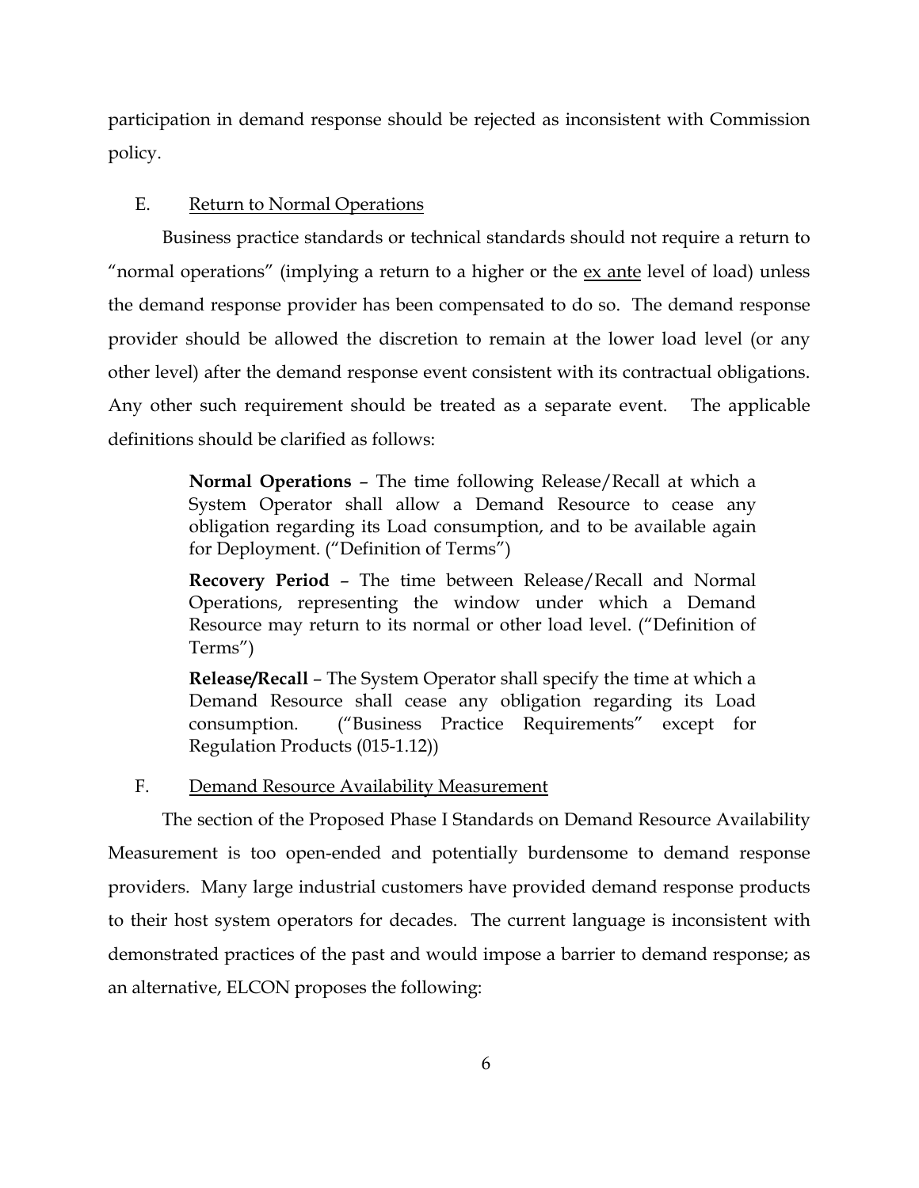participation in demand response should be rejected as inconsistent with Commission policy.

### E. Return to Normal Operations

Business practice standards or technical standards should not require a return to "normal operations" (implying a return to a higher or the ex ante level of load) unless the demand response provider has been compensated to do so. The demand response provider should be allowed the discretion to remain at the lower load level (or any other level) after the demand response event consistent with its contractual obligations. Any other such requirement should be treated as a separate event. The applicable definitions should be clarified as follows:

> **Normal Operations** – The time following Release/Recall at which a System Operator shall allow a Demand Resource to cease any obligation regarding its Load consumption, and to be available again for Deployment. ("Definition of Terms")
>
> **Recovery Period** – The time between Release/Recall and Normal Operations, representing the window under which a Demand Resource may return to its normal or other load level. ("Definition of Terms")
>
> **Release/Recall** – The System Operator shall specify the time at which a Demand Resource shall cease any obligation regarding its Load consumption. ("Business Practice Requirements" except for Regulation Products (015-1.12))

### F. Demand Resource Availability Measurement

The section of the Proposed Phase I Standards on Demand Resource Availability Measurement is too open-ended and potentially burdensome to demand response providers. Many large industrial customers have provided demand response products to their host system operators for decades. The current language is inconsistent with demonstrated practices of the past and would impose a barrier to demand response; as an alternative, ELCON proposes the following: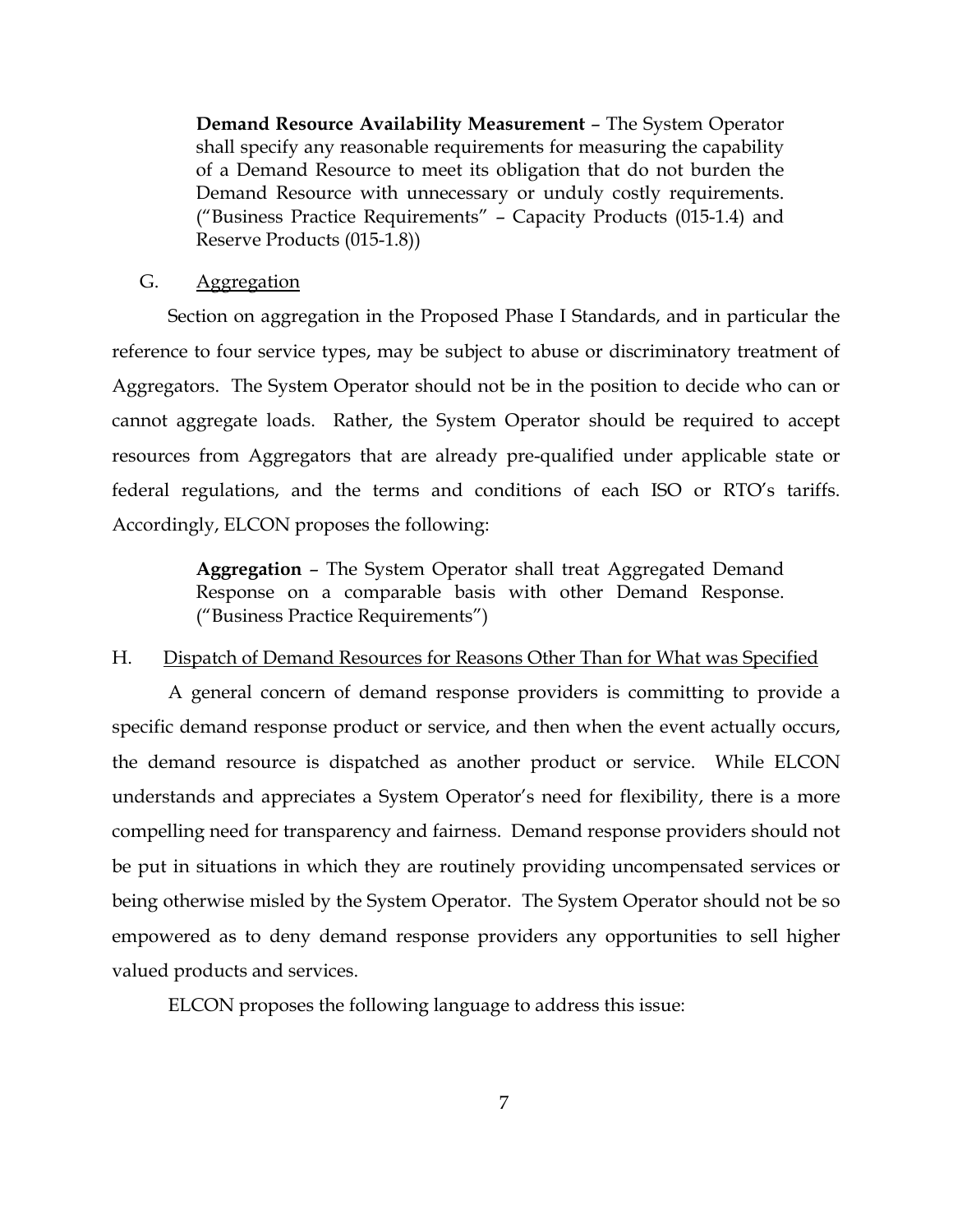> **Demand Resource Availability Measurement** – The System Operator shall specify any reasonable requirements for measuring the capability of a Demand Resource to meet its obligation that do not burden the Demand Resource with unnecessary or unduly costly requirements. ("Business Practice Requirements" – Capacity Products (015-1.4) and Reserve Products (015-1.8))

### G. Aggregation

Section on aggregation in the Proposed Phase I Standards, and in particular the reference to four service types, may be subject to abuse or discriminatory treatment of Aggregators. The System Operator should not be in the position to decide who can or cannot aggregate loads. Rather, the System Operator should be required to accept resources from Aggregators that are already pre-qualified under applicable state or federal regulations, and the terms and conditions of each ISO or RTO's tariffs. Accordingly, ELCON proposes the following:

> **Aggregation** – The System Operator shall treat Aggregated Demand Response on a comparable basis with other Demand Response. ("Business Practice Requirements")

### H. Dispatch of Demand Resources for Reasons Other Than for What was Specified

A general concern of demand response providers is committing to provide a specific demand response product or service, and then when the event actually occurs, the demand resource is dispatched as another product or service. While ELCON understands and appreciates a System Operator's need for flexibility, there is a more compelling need for transparency and fairness. Demand response providers should not be put in situations in which they are routinely providing uncompensated services or being otherwise misled by the System Operator. The System Operator should not be so empowered as to deny demand response providers any opportunities to sell higher valued products and services.

ELCON proposes the following language to address this issue: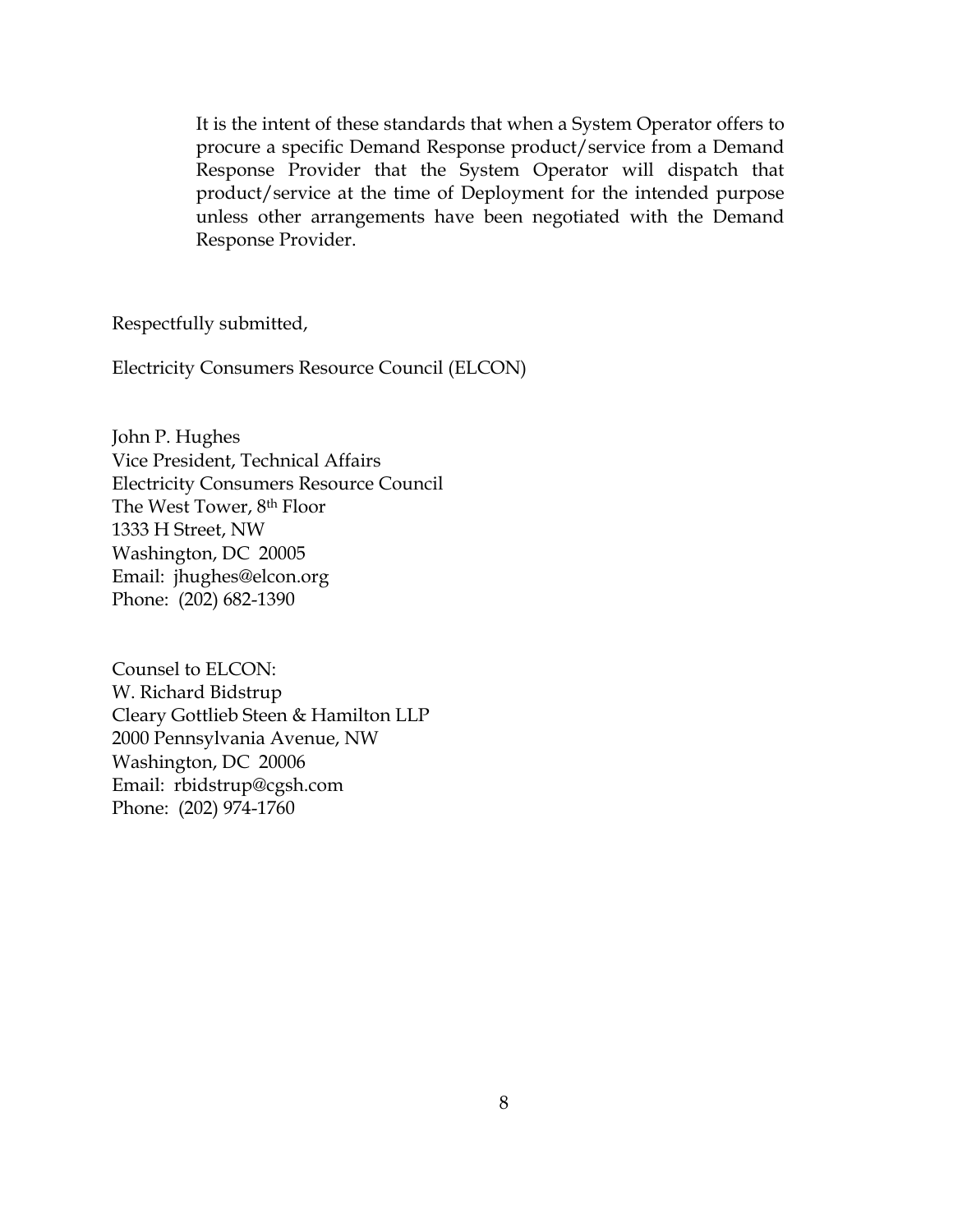> It is the intent of these standards that when a System Operator offers to procure a specific Demand Response product/service from a Demand Response Provider that the System Operator will dispatch that product/service at the time of Deployment for the intended purpose unless other arrangements have been negotiated with the Demand Response Provider.

Respectfully submitted,

Electricity Consumers Resource Council (ELCON)

John P. Hughes  
Vice President, Technical Affairs  
Electricity Consumers Resource Council  
The West Tower, 8th Floor  
1333 H Street, NW  
Washington, DC 20005  
Email: jhughes@elcon.org  
Phone: (202) 682-1390

Counsel to ELCON:  
W. Richard Bidstrup  
Cleary Gottlieb Steen & Hamilton LLP  
2000 Pennsylvania Avenue, NW  
Washington, DC 20006  
Email: rbidstrup@cgsh.com  
Phone: (202) 974-1760